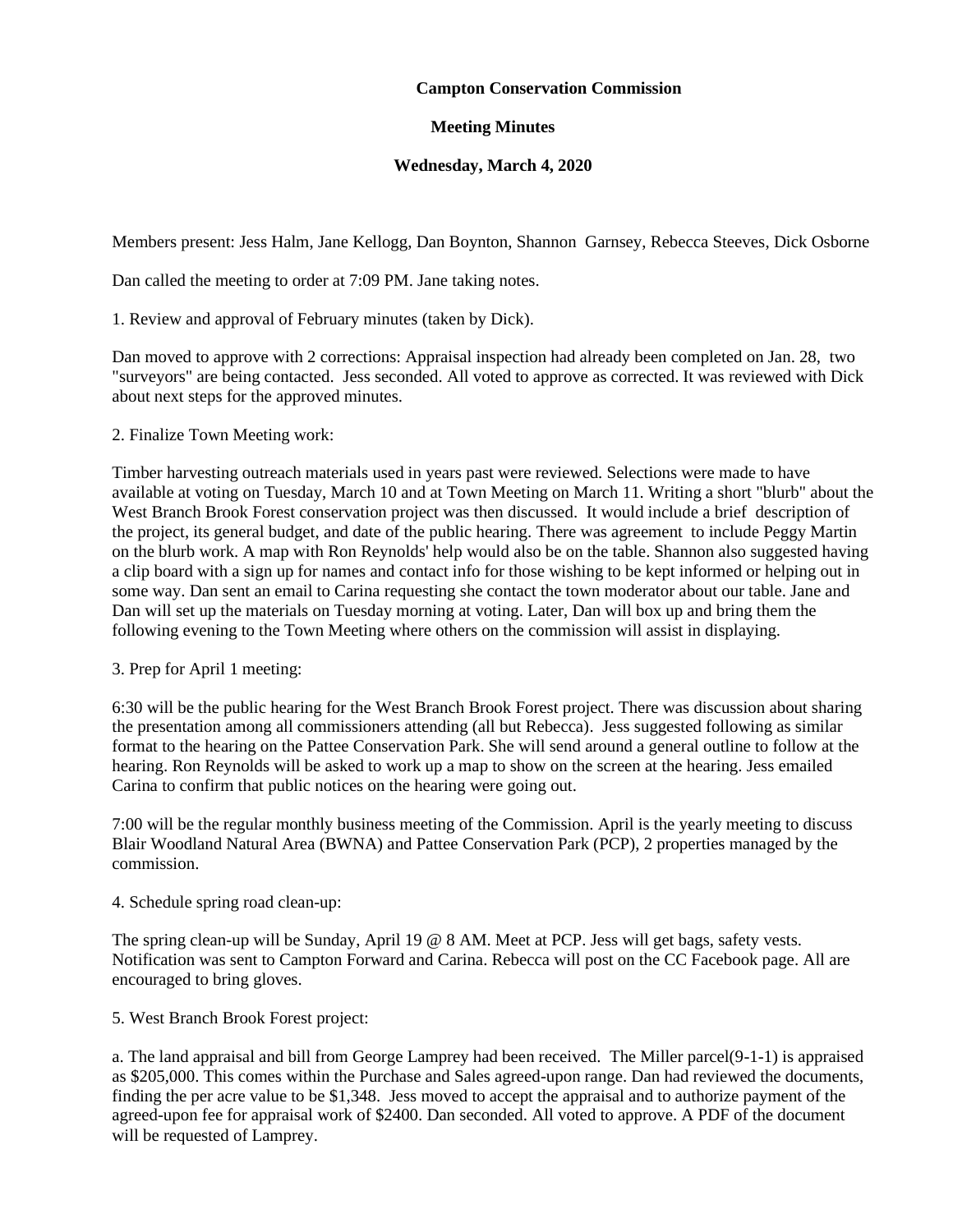**Campton Conservation Commission**

**Meeting Minutes**

**Wednesday, March 4, 2020**

Members present: Jess Halm, Jane Kellogg, Dan Boynton, Shannon Garnsey, Rebecca Steeves, Dick Osborne

Dan called the meeting to order at 7:09 PM. Jane taking notes.

1. Review and approval of February minutes (taken by Dick).

Dan moved to approve with 2 corrections: Appraisal inspection had already been completed on Jan. 28, two "surveyors" are being contacted. Jess seconded. All voted to approve as corrected. It was reviewed with Dick about next steps for the approved minutes.

2. Finalize Town Meeting work:

Timber harvesting outreach materials used in years past were reviewed. Selections were made to have available at voting on Tuesday, March 10 and at Town Meeting on March 11. Writing a short "blurb" about the West Branch Brook Forest conservation project was then discussed. It would include a brief description of the project, its general budget, and date of the public hearing. There was agreement to include Peggy Martin on the blurb work. A map with Ron Reynolds' help would also be on the table. Shannon also suggested having a clip board with a sign up for names and contact info for those wishing to be kept informed or helping out in some way. Dan sent an email to Carina requesting she contact the town moderator about our table. Jane and Dan will set up the materials on Tuesday morning at voting. Later, Dan will box up and bring them the following evening to the Town Meeting where others on the commission will assist in displaying.

3. Prep for April 1 meeting:

6:30 will be the public hearing for the West Branch Brook Forest project. There was discussion about sharing the presentation among all commissioners attending (all but Rebecca). Jess suggested following as similar format to the hearing on the Pattee Conservation Park. She will send around a general outline to follow at the hearing. Ron Reynolds will be asked to work up a map to show on the screen at the hearing. Jess emailed Carina to confirm that public notices on the hearing were going out.

7:00 will be the regular monthly business meeting of the Commission. April is the yearly meeting to discuss Blair Woodland Natural Area (BWNA) and Pattee Conservation Park (PCP), 2 properties managed by the commission.

4. Schedule spring road clean-up:

The spring clean-up will be Sunday, April 19 @ 8 AM. Meet at PCP. Jess will get bags, safety vests. Notification was sent to Campton Forward and Carina. Rebecca will post on the CC Facebook page. All are encouraged to bring gloves.

5. West Branch Brook Forest project:

a. The land appraisal and bill from George Lamprey had been received. The Miller parcel(9-1-1) is appraised as $205,000. This comes within the Purchase and Sales agreed-upon range. Dan had reviewed the documents, finding the per acre value to be $1,348. Jess moved to accept the appraisal and to authorize payment of the agreed-upon fee for appraisal work of $2400. Dan seconded. All voted to approve. A PDF of the document will be requested of Lamprey.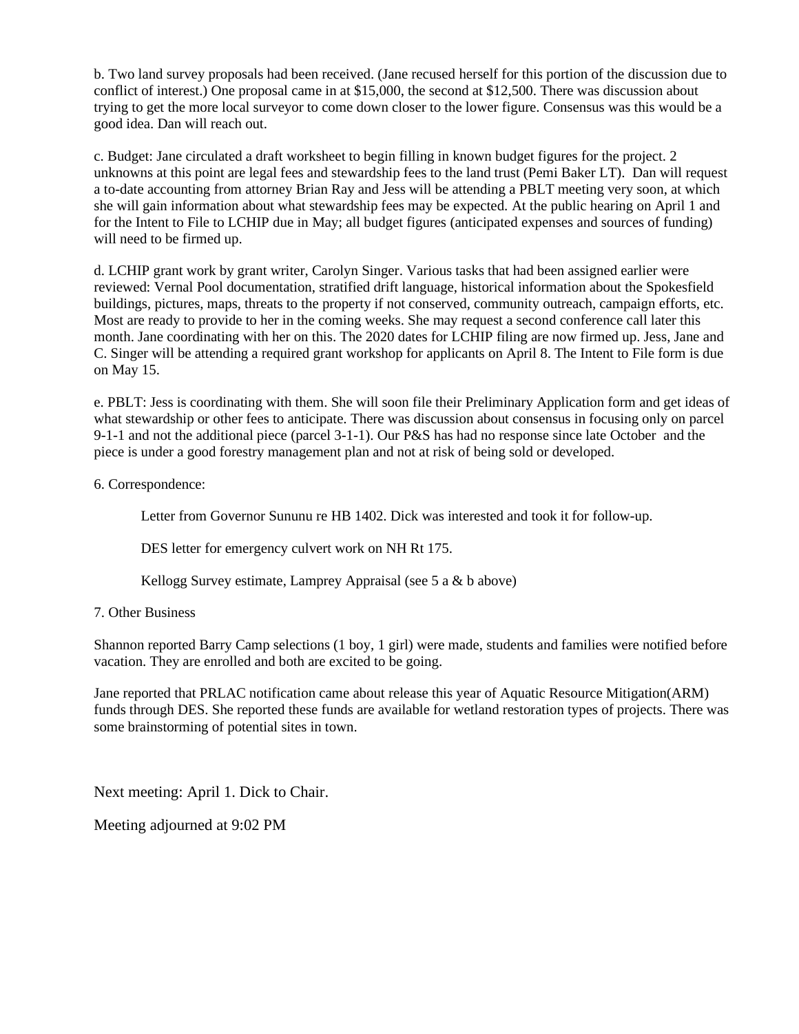b. Two land survey proposals had been received. (Jane recused herself for this portion of the discussion due to conflict of interest.) One proposal came in at $15,000, the second at $12,500. There was discussion about trying to get the more local surveyor to come down closer to the lower figure. Consensus was this would be a good idea. Dan will reach out.

c. Budget: Jane circulated a draft worksheet to begin filling in known budget figures for the project. 2 unknowns at this point are legal fees and stewardship fees to the land trust (Pemi Baker LT). Dan will request a to-date accounting from attorney Brian Ray and Jess will be attending a PBLT meeting very soon, at which she will gain information about what stewardship fees may be expected. At the public hearing on April 1 and for the Intent to File to LCHIP due in May; all budget figures (anticipated expenses and sources of funding) will need to be firmed up.

d. LCHIP grant work by grant writer, Carolyn Singer. Various tasks that had been assigned earlier were reviewed: Vernal Pool documentation, stratified drift language, historical information about the Spokesfield buildings, pictures, maps, threats to the property if not conserved, community outreach, campaign efforts, etc. Most are ready to provide to her in the coming weeks. She may request a second conference call later this month. Jane coordinating with her on this. The 2020 dates for LCHIP filing are now firmed up. Jess, Jane and C. Singer will be attending a required grant workshop for applicants on April 8. The Intent to File form is due on May 15.

e. PBLT: Jess is coordinating with them. She will soon file their Preliminary Application form and get ideas of what stewardship or other fees to anticipate. There was discussion about consensus in focusing only on parcel 9-1-1 and not the additional piece (parcel 3-1-1). Our P&S has had no response since late October and the piece is under a good forestry management plan and not at risk of being sold or developed.

6. Correspondence:

Letter from Governor Sununu re HB 1402. Dick was interested and took it for follow-up.

DES letter for emergency culvert work on NH Rt 175.

Kellogg Survey estimate, Lamprey Appraisal (see 5 a & b above)

7. Other Business

Shannon reported Barry Camp selections (1 boy, 1 girl) were made, students and families were notified before vacation. They are enrolled and both are excited to be going.

Jane reported that PRLAC notification came about release this year of Aquatic Resource Mitigation(ARM) funds through DES. She reported these funds are available for wetland restoration types of projects. There was some brainstorming of potential sites in town.

Next meeting: April 1. Dick to Chair.

Meeting adjourned at 9:02 PM